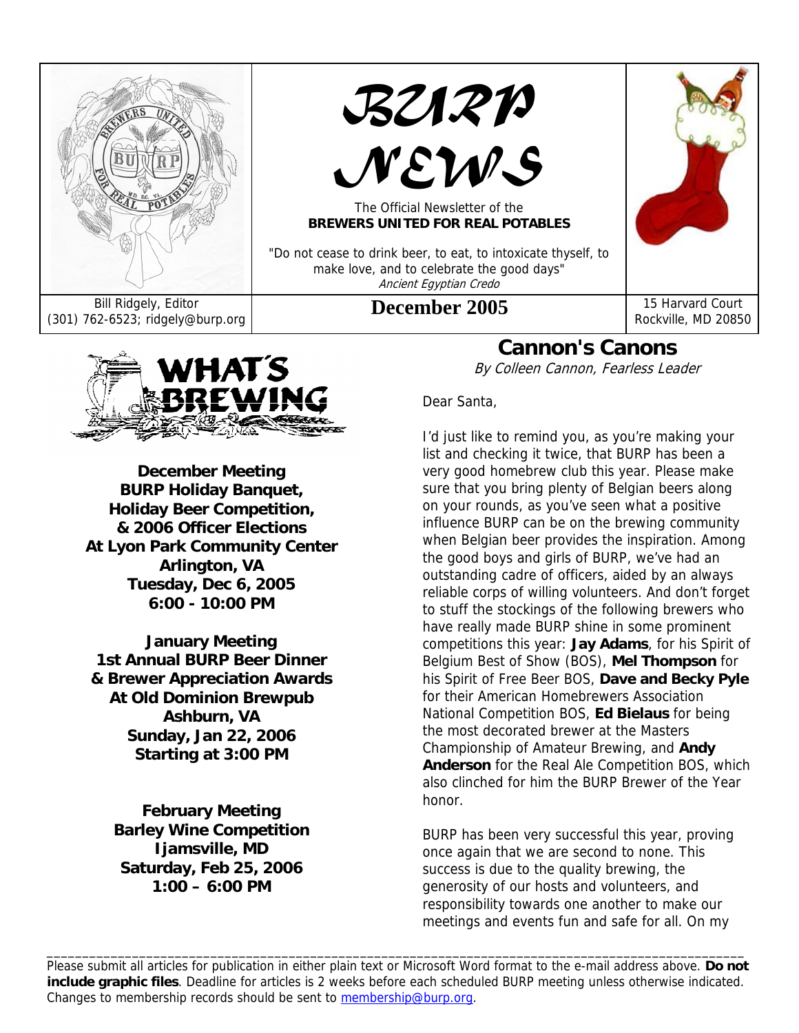# BURP NEWS

The Official Newsletter of the
**BREWERS UNITED FOR REAL POTABLES**

"Do not cease to drink beer, to eat, to intoxicate thyself, to make love, and to celebrate the good days"
*Ancient Egyptian Credo*

Bill Ridgely, Editor
(301) 762-6523; ridgely@burp.org

**December 2005**

15 Harvard Court
Rockville, MD 20850

## What's Brewing

**December Meeting**
**BURP Holiday Banquet,**
**Holiday Beer Competition,**
**& 2006 Officer Elections**
**At Lyon Park Community Center**
**Arlington, VA**
**Tuesday, Dec 6, 2005**
**6:00 - 10:00 PM**

**January Meeting**
**1st Annual BURP Beer Dinner**
**& Brewer Appreciation Awards**
**At Old Dominion Brewpub**
**Ashburn, VA**
**Sunday, Jan 22, 2006**
**Starting at 3:00 PM**

**February Meeting**
**Barley Wine Competition**
**Ijamsville, MD**
**Saturday, Feb 25, 2006**
**1:00 – 6:00 PM**

## Cannon's Canons

*By Colleen Cannon, Fearless Leader*

Dear Santa,

I'd just like to remind you, as you're making your list and checking it twice, that BURP has been a very good homebrew club this year. Please make sure that you bring plenty of Belgian beers along on your rounds, as you've seen what a positive influence BURP can be on the brewing community when Belgian beer provides the inspiration. Among the good boys and girls of BURP, we've had an outstanding cadre of officers, aided by an always reliable corps of willing volunteers. And don't forget to stuff the stockings of the following brewers who have really made BURP shine in some prominent competitions this year: **Jay Adams**, for his Spirit of Belgium Best of Show (BOS), **Mel Thompson** for his Spirit of Free Beer BOS, **Dave and Becky Pyle** for their American Homebrewers Association National Competition BOS, **Ed Bielaus** for being the most decorated brewer at the Masters Championship of Amateur Brewing, and **Andy Anderson** for the Real Ale Competition BOS, which also clinched for him the BURP Brewer of the Year honor.

BURP has been very successful this year, proving once again that we are second to none. This success is due to the quality brewing, the generosity of our hosts and volunteers, and responsibility towards one another to make our meetings and events fun and safe for all. On my

---

Please submit all articles for publication in either plain text or Microsoft Word format to the e-mail address above. **Do not include graphic files**. Deadline for articles is 2 weeks before each scheduled BURP meeting unless otherwise indicated. Changes to membership records should be sent to membership@burp.org.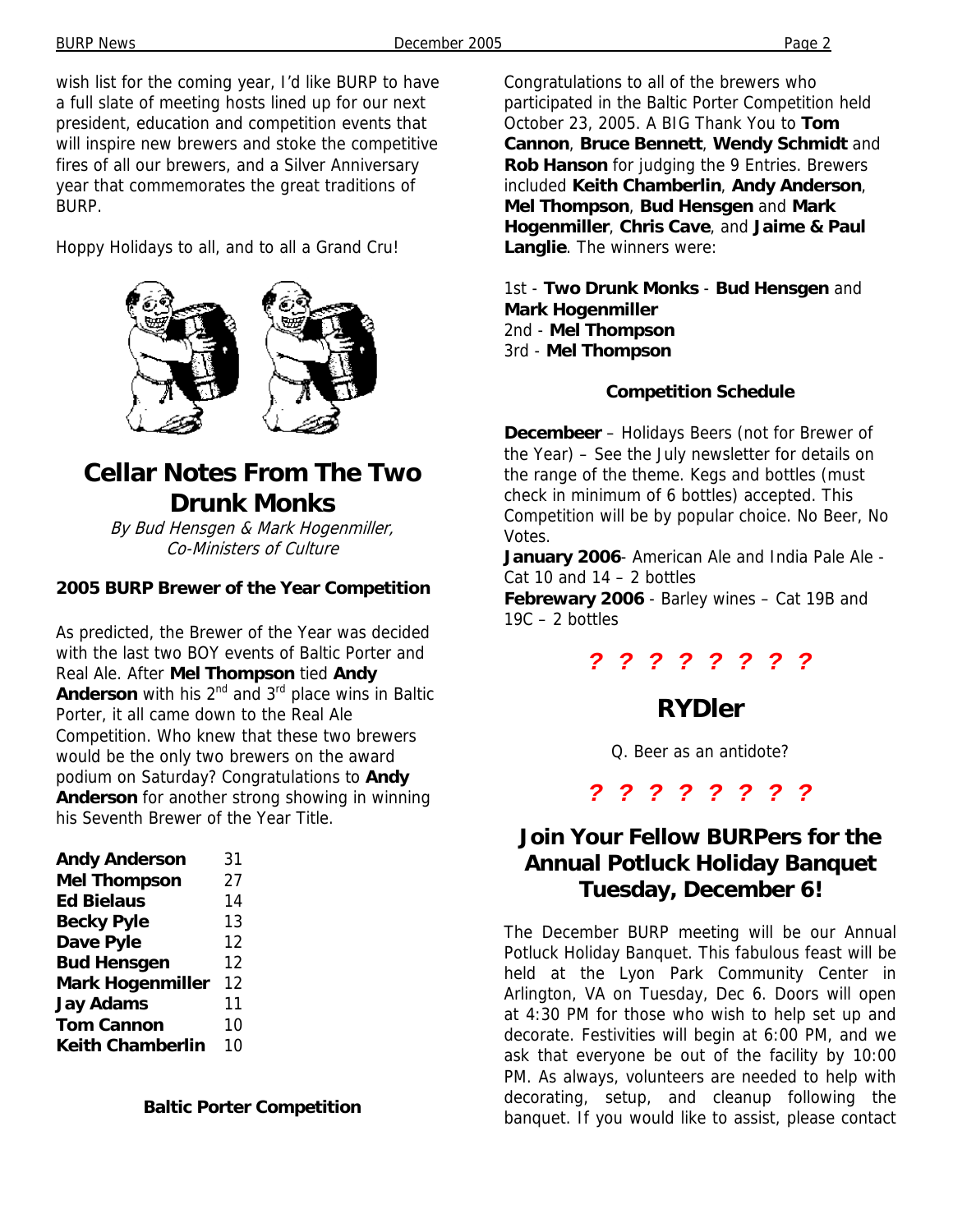wish list for the coming year, I'd like BURP to have a full slate of meeting hosts lined up for our next president, education and competition events that will inspire new brewers and stoke the competitive fires of all our brewers, and a Silver Anniversary year that commemorates the great traditions of BURP.

Hoppy Holidays to all, and to all a Grand Cru!

# Cellar Notes From The Two Drunk Monks

*By Bud Hensgen & Mark Hogenmiller, Co-Ministers of Culture*

### 2005 BURP Brewer of the Year Competition

As predicted, the Brewer of the Year was decided with the last two BOY events of Baltic Porter and Real Ale. After **Mel Thompson** tied **Andy Anderson** with his 2nd and 3rd place wins in Baltic Porter, it all came down to the Real Ale Competition. Who knew that these two brewers would be the only two brewers on the award podium on Saturday? Congratulations to **Andy Anderson** for another strong showing in winning his Seventh Brewer of the Year Title.

| | |
|---|---|
| **Andy Anderson** | 31 |
| **Mel Thompson** | 27 |
| **Ed Bielaus** | 14 |
| **Becky Pyle** | 13 |
| **Dave Pyle** | 12 |
| **Bud Hensgen** | 12 |
| **Mark Hogenmiller** | 12 |
| **Jay Adams** | 11 |
| **Tom Cannon** | 10 |
| **Keith Chamberlin** | 10 |

### Baltic Porter Competition

Congratulations to all of the brewers who participated in the Baltic Porter Competition held October 23, 2005. A BIG Thank You to **Tom Cannon**, **Bruce Bennett**, **Wendy Schmidt** and **Rob Hanson** for judging the 9 Entries. Brewers included **Keith Chamberlin**, **Andy Anderson**, **Mel Thompson**, **Bud Hensgen** and **Mark Hogenmiller**, **Chris Cave**, and **Jaime & Paul Langlie**. The winners were:

1st - **Two Drunk Monks** - **Bud Hensgen** and **Mark Hogenmiller**
2nd - **Mel Thompson**
3rd - **Mel Thompson**

### Competition Schedule

**Decembeer** – Holidays Beers (not for Brewer of the Year) – See the July newsletter for details on the range of the theme. Kegs and bottles (must check in minimum of 6 bottles) accepted. This Competition will be by popular choice. No Beer, No Votes.
**January 2006**- American Ale and India Pale Ale - Cat 10 and 14 – 2 bottles
**Febrewary 2006** - Barley wines – Cat 19B and 19C – 2 bottles

***? ? ? ? ? ? ? ?***

# RYDler

Q. Beer as an antidote?

***? ? ? ? ? ? ? ?***

# Join Your Fellow BURPers for the Annual Potluck Holiday Banquet Tuesday, December 6!

The December BURP meeting will be our Annual Potluck Holiday Banquet. This fabulous feast will be held at the Lyon Park Community Center in Arlington, VA on Tuesday, Dec 6. Doors will open at 4:30 PM for those who wish to help set up and decorate. Festivities will begin at 6:00 PM, and we ask that everyone be out of the facility by 10:00 PM. As always, volunteers are needed to help with decorating, setup, and cleanup following the banquet. If you would like to assist, please contact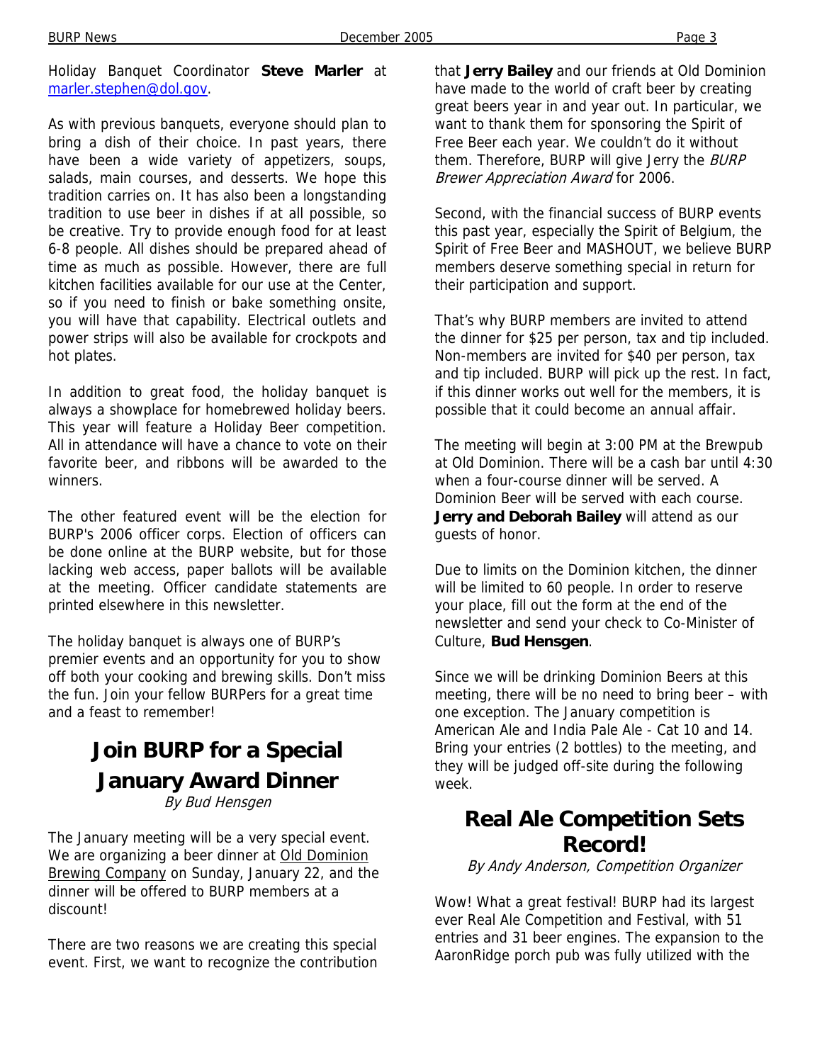Holiday Banquet Coordinator **Steve Marler** at marler.stephen@dol.gov.

As with previous banquets, everyone should plan to bring a dish of their choice. In past years, there have been a wide variety of appetizers, soups, salads, main courses, and desserts. We hope this tradition carries on. It has also been a longstanding tradition to use beer in dishes if at all possible, so be creative. Try to provide enough food for at least 6-8 people. All dishes should be prepared ahead of time as much as possible. However, there are full kitchen facilities available for our use at the Center, so if you need to finish or bake something onsite, you will have that capability. Electrical outlets and power strips will also be available for crockpots and hot plates.

In addition to great food, the holiday banquet is always a showplace for homebrewed holiday beers. This year will feature a Holiday Beer competition. All in attendance will have a chance to vote on their favorite beer, and ribbons will be awarded to the winners.

The other featured event will be the election for BURP's 2006 officer corps. Election of officers can be done online at the BURP website, but for those lacking web access, paper ballots will be available at the meeting. Officer candidate statements are printed elsewhere in this newsletter.

The holiday banquet is always one of BURP's premier events and an opportunity for you to show off both your cooking and brewing skills. Don't miss the fun. Join your fellow BURPers for a great time and a feast to remember!

## Join BURP for a Special January Award Dinner

*By Bud Hensgen*

The January meeting will be a very special event. We are organizing a beer dinner at Old Dominion Brewing Company on Sunday, January 22, and the dinner will be offered to BURP members at a discount!

There are two reasons we are creating this special event. First, we want to recognize the contribution that **Jerry Bailey** and our friends at Old Dominion have made to the world of craft beer by creating great beers year in and year out. In particular, we want to thank them for sponsoring the Spirit of Free Beer each year. We couldn't do it without them. Therefore, BURP will give Jerry the *BURP Brewer Appreciation Award* for 2006.

Second, with the financial success of BURP events this past year, especially the Spirit of Belgium, the Spirit of Free Beer and MASHOUT, we believe BURP members deserve something special in return for their participation and support.

That's why BURP members are invited to attend the dinner for $25 per person, tax and tip included. Non-members are invited for $40 per person, tax and tip included. BURP will pick up the rest. In fact, if this dinner works out well for the members, it is possible that it could become an annual affair.

The meeting will begin at 3:00 PM at the Brewpub at Old Dominion. There will be a cash bar until 4:30 when a four-course dinner will be served. A Dominion Beer will be served with each course. **Jerry and Deborah Bailey** will attend as our guests of honor.

Due to limits on the Dominion kitchen, the dinner will be limited to 60 people. In order to reserve your place, fill out the form at the end of the newsletter and send your check to Co-Minister of Culture, **Bud Hensgen**.

Since we will be drinking Dominion Beers at this meeting, there will be no need to bring beer – with one exception. The January competition is American Ale and India Pale Ale - Cat 10 and 14. Bring your entries (2 bottles) to the meeting, and they will be judged off-site during the following week.

## Real Ale Competition Sets Record!

*By Andy Anderson, Competition Organizer*

Wow! What a great festival! BURP had its largest ever Real Ale Competition and Festival, with 51 entries and 31 beer engines. The expansion to the AaronRidge porch pub was fully utilized with the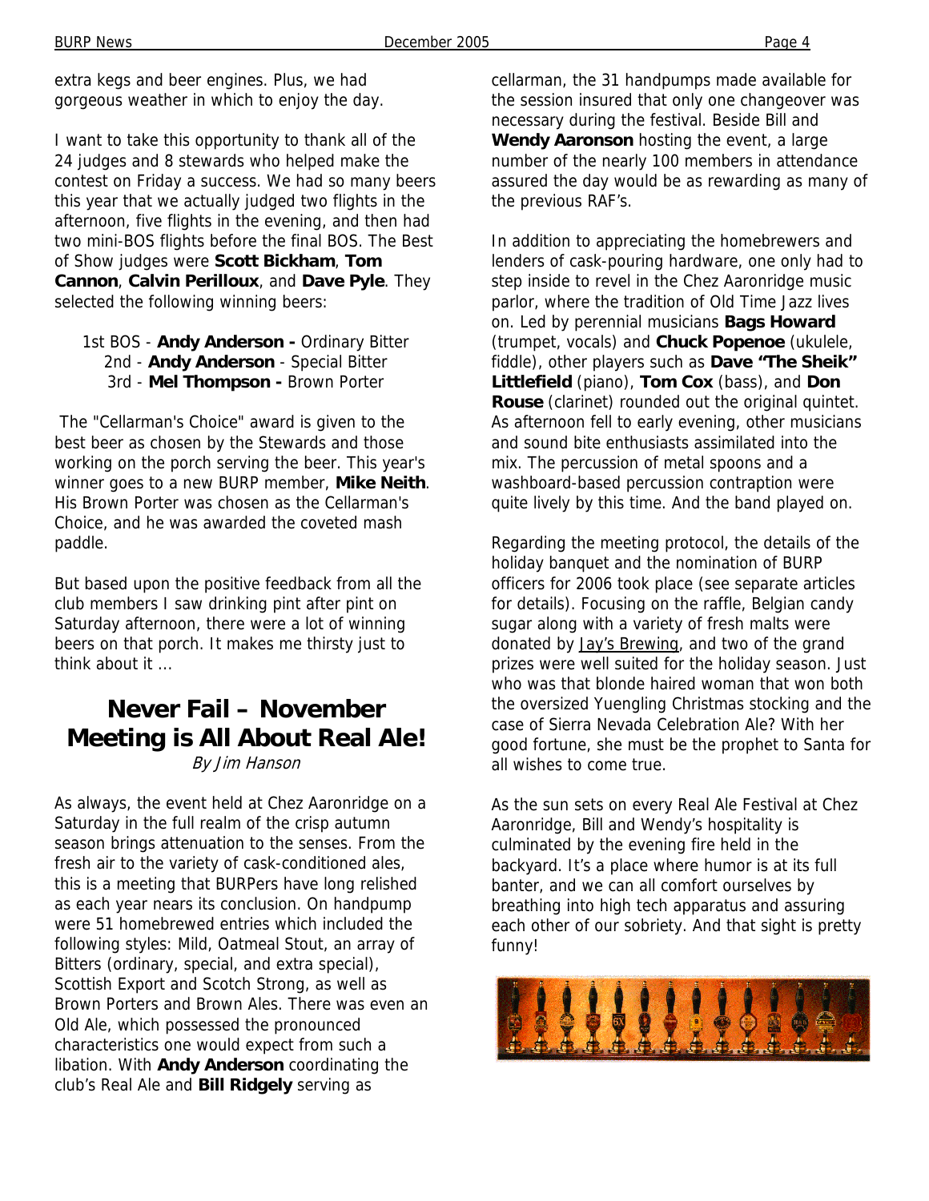extra kegs and beer engines. Plus, we had gorgeous weather in which to enjoy the day.

I want to take this opportunity to thank all of the 24 judges and 8 stewards who helped make the contest on Friday a success. We had so many beers this year that we actually judged two flights in the afternoon, five flights in the evening, and then had two mini-BOS flights before the final BOS. The Best of Show judges were **Scott Bickham**, **Tom Cannon**, **Calvin Perilloux**, and **Dave Pyle**. They selected the following winning beers:

1st BOS - **Andy Anderson -** Ordinary Bitter
2nd - **Andy Anderson** - Special Bitter
3rd - **Mel Thompson -** Brown Porter

The "Cellarman's Choice" award is given to the best beer as chosen by the Stewards and those working on the porch serving the beer. This year's winner goes to a new BURP member, **Mike Neith**. His Brown Porter was chosen as the Cellarman's Choice, and he was awarded the coveted mash paddle.

But based upon the positive feedback from all the club members I saw drinking pint after pint on Saturday afternoon, there were a lot of winning beers on that porch. It makes me thirsty just to think about it ...

## Never Fail – November Meeting is All About Real Ale!

*By Jim Hanson*

As always, the event held at Chez Aaronridge on a Saturday in the full realm of the crisp autumn season brings attenuation to the senses. From the fresh air to the variety of cask-conditioned ales, this is a meeting that BURPers have long relished as each year nears its conclusion. On handpump were 51 homebrewed entries which included the following styles: Mild, Oatmeal Stout, an array of Bitters (ordinary, special, and extra special), Scottish Export and Scotch Strong, as well as Brown Porters and Brown Ales. There was even an Old Ale, which possessed the pronounced characteristics one would expect from such a libation. With **Andy Anderson** coordinating the club's Real Ale and **Bill Ridgely** serving as cellarman, the 31 handpumps made available for the session insured that only one changeover was necessary during the festival. Beside Bill and **Wendy Aaronson** hosting the event, a large number of the nearly 100 members in attendance assured the day would be as rewarding as many of the previous RAF's.

In addition to appreciating the homebrewers and lenders of cask-pouring hardware, one only had to step inside to revel in the Chez Aaronridge music parlor, where the tradition of Old Time Jazz lives on. Led by perennial musicians **Bags Howard** (trumpet, vocals) and **Chuck Popenoe** (ukulele, fiddle), other players such as **Dave "The Sheik" Littlefield** (piano), **Tom Cox** (bass), and **Don Rouse** (clarinet) rounded out the original quintet. As afternoon fell to early evening, other musicians and sound bite enthusiasts assimilated into the mix. The percussion of metal spoons and a washboard-based percussion contraption were quite lively by this time. And the band played on.

Regarding the meeting protocol, the details of the holiday banquet and the nomination of BURP officers for 2006 took place (see separate articles for details). Focusing on the raffle, Belgian candy sugar along with a variety of fresh malts were donated by Jay's Brewing, and two of the grand prizes were well suited for the holiday season. Just who was that blonde haired woman that won both the oversized Yuengling Christmas stocking and the case of Sierra Nevada Celebration Ale? With her good fortune, she must be the prophet to Santa for all wishes to come true.

As the sun sets on every Real Ale Festival at Chez Aaronridge, Bill and Wendy's hospitality is culminated by the evening fire held in the backyard. It's a place where humor is at its full banter, and we can all comfort ourselves by breathing into high tech apparatus and assuring each other of our sobriety. And that sight is pretty funny!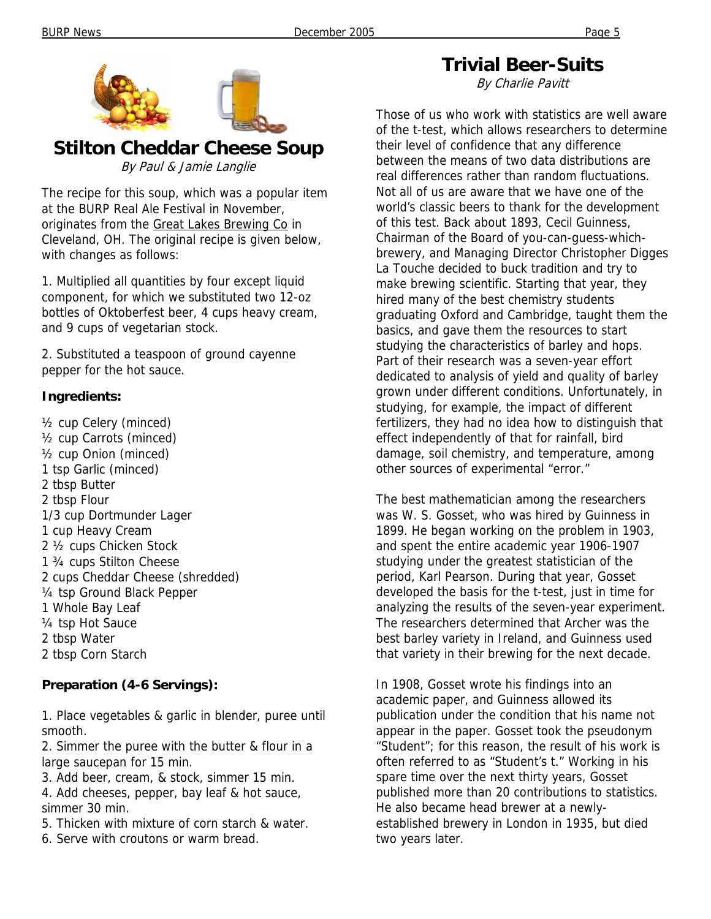## Stilton Cheddar Cheese Soup

*By Paul & Jamie Langlie*

The recipe for this soup, which was a popular item at the BURP Real Ale Festival in November, originates from the Great Lakes Brewing Co in Cleveland, OH. The original recipe is given below, with changes as follows:

1. Multiplied all quantities by four except liquid component, for which we substituted two 12-oz bottles of Oktoberfest beer, 4 cups heavy cream, and 9 cups of vegetarian stock.

2. Substituted a teaspoon of ground cayenne pepper for the hot sauce.

**Ingredients:**

½ cup Celery (minced)
½ cup Carrots (minced)
½ cup Onion (minced)
1 tsp Garlic (minced)
2 tbsp Butter
2 tbsp Flour
1/3 cup Dortmunder Lager
1 cup Heavy Cream
2 ½ cups Chicken Stock
1 ¾ cups Stilton Cheese
2 cups Cheddar Cheese (shredded)
¼ tsp Ground Black Pepper
1 Whole Bay Leaf
¼ tsp Hot Sauce
2 tbsp Water
2 tbsp Corn Starch

**Preparation (4-6 Servings):**

1. Place vegetables & garlic in blender, puree until smooth.
2. Simmer the puree with the butter & flour in a large saucepan for 15 min.
3. Add beer, cream, & stock, simmer 15 min.
4. Add cheeses, pepper, bay leaf & hot sauce, simmer 30 min.
5. Thicken with mixture of corn starch & water.
6. Serve with croutons or warm bread.

## Trivial Beer-Suits

*By Charlie Pavitt*

Those of us who work with statistics are well aware of the t-test, which allows researchers to determine their level of confidence that any difference between the means of two data distributions are real differences rather than random fluctuations. Not all of us are aware that we have one of the world's classic beers to thank for the development of this test. Back about 1893, Cecil Guinness, Chairman of the Board of you-can-guess-which-brewery, and Managing Director Christopher Digges La Touche decided to buck tradition and try to make brewing scientific. Starting that year, they hired many of the best chemistry students graduating Oxford and Cambridge, taught them the basics, and gave them the resources to start studying the characteristics of barley and hops. Part of their research was a seven-year effort dedicated to analysis of yield and quality of barley grown under different conditions. Unfortunately, in studying, for example, the impact of different fertilizers, they had no idea how to distinguish that effect independently of that for rainfall, bird damage, soil chemistry, and temperature, among other sources of experimental "error."

The best mathematician among the researchers was W. S. Gosset, who was hired by Guinness in 1899. He began working on the problem in 1903, and spent the entire academic year 1906-1907 studying under the greatest statistician of the period, Karl Pearson. During that year, Gosset developed the basis for the t-test, just in time for analyzing the results of the seven-year experiment. The researchers determined that Archer was the best barley variety in Ireland, and Guinness used that variety in their brewing for the next decade.

In 1908, Gosset wrote his findings into an academic paper, and Guinness allowed its publication under the condition that his name not appear in the paper. Gosset took the pseudonym "Student"; for this reason, the result of his work is often referred to as "Student's t." Working in his spare time over the next thirty years, Gosset published more than 20 contributions to statistics. He also became head brewer at a newly-established brewery in London in 1935, but died two years later.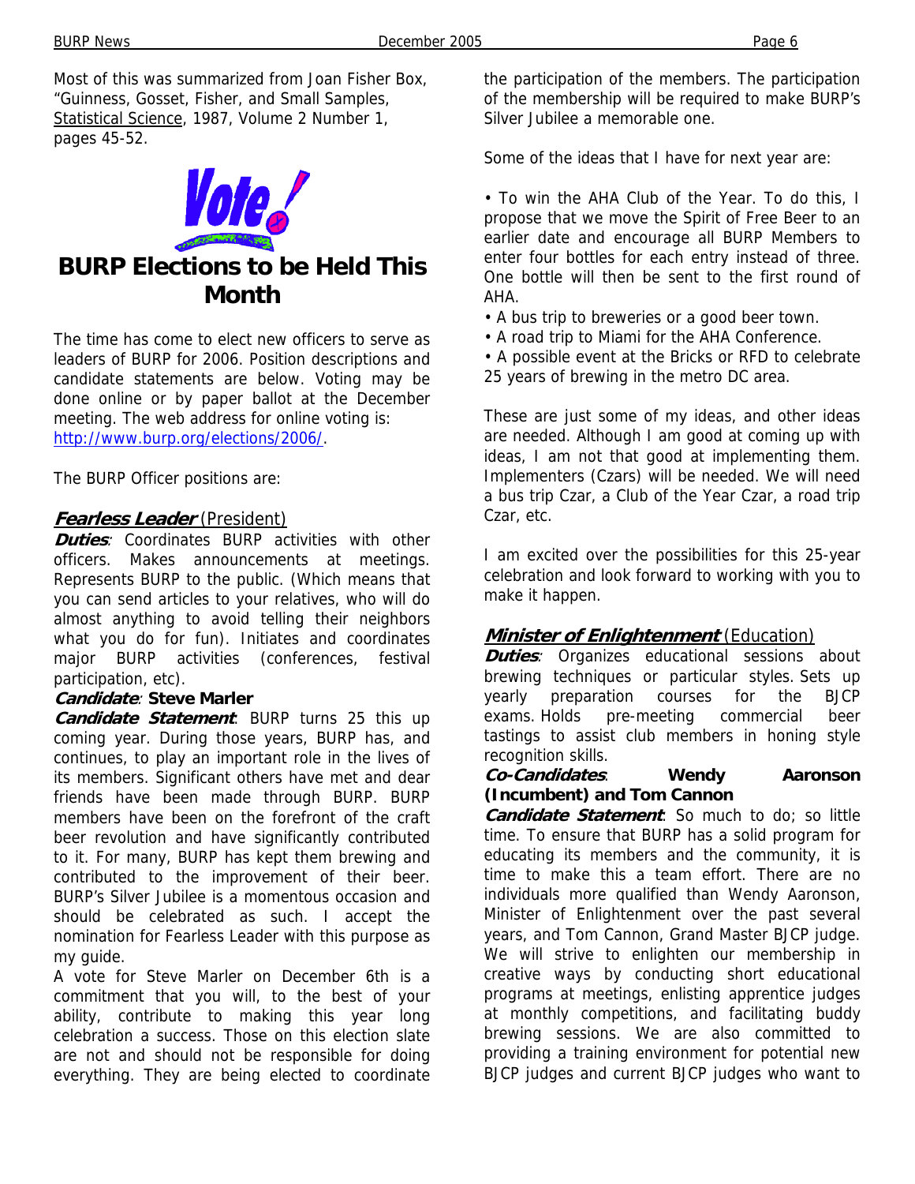Most of this was summarized from Joan Fisher Box, "Guinness, Gosset, Fisher, and Small Samples, Statistical Science, 1987, Volume 2 Number 1, pages 45-52.

# BURP Elections to be Held This Month

The time has come to elect new officers to serve as leaders of BURP for 2006. Position descriptions and candidate statements are below. Voting may be done online or by paper ballot at the December meeting. The web address for online voting is: http://www.burp.org/elections/2006/.

The BURP Officer positions are:

### *Fearless Leader* (President)

***Duties***: Coordinates BURP activities with other officers. Makes announcements at meetings. Represents BURP to the public. (Which means that you can send articles to your relatives, who will do almost anything to avoid telling their neighbors what you do for fun). Initiates and coordinates major BURP activities (conferences, festival participation, etc).

***Candidate***: **Steve Marler**

***Candidate Statement***: BURP turns 25 this up coming year. During those years, BURP has, and continues, to play an important role in the lives of its members. Significant others have met and dear friends have been made through BURP. BURP members have been on the forefront of the craft beer revolution and have significantly contributed to it. For many, BURP has kept them brewing and contributed to the improvement of their beer. BURP's Silver Jubilee is a momentous occasion and should be celebrated as such. I accept the nomination for Fearless Leader with this purpose as my guide.

A vote for Steve Marler on December 6th is a commitment that you will, to the best of your ability, contribute to making this year long celebration a success. Those on this election slate are not and should not be responsible for doing everything. They are being elected to coordinate the participation of the members. The participation of the membership will be required to make BURP's Silver Jubilee a memorable one.

Some of the ideas that I have for next year are:

- To win the AHA Club of the Year. To do this, I propose that we move the Spirit of Free Beer to an earlier date and encourage all BURP Members to enter four bottles for each entry instead of three. One bottle will then be sent to the first round of AHA.
- A bus trip to breweries or a good beer town.
- A road trip to Miami for the AHA Conference.
- A possible event at the Bricks or RFD to celebrate 25 years of brewing in the metro DC area.

These are just some of my ideas, and other ideas are needed. Although I am good at coming up with ideas, I am not that good at implementing them. Implementers (Czars) will be needed. We will need a bus trip Czar, a Club of the Year Czar, a road trip Czar, etc.

I am excited over the possibilities for this 25-year celebration and look forward to working with you to make it happen.

### *Minister of Enlightenment* (Education)

***Duties***: Organizes educational sessions about brewing techniques or particular styles. Sets up yearly preparation courses for the BJCP exams. Holds pre-meeting commercial beer tastings to assist club members in honing style recognition skills.

***Co-Candidates***: **Wendy Aaronson (Incumbent) and Tom Cannon**

***Candidate Statement***: So much to do; so little time. To ensure that BURP has a solid program for educating its members and the community, it is time to make this a team effort. There are no individuals more qualified than Wendy Aaronson, Minister of Enlightenment over the past several years, and Tom Cannon, Grand Master BJCP judge. We will strive to enlighten our membership in creative ways by conducting short educational programs at meetings, enlisting apprentice judges at monthly competitions, and facilitating buddy brewing sessions. We are also committed to providing a training environment for potential new BJCP judges and current BJCP judges who want to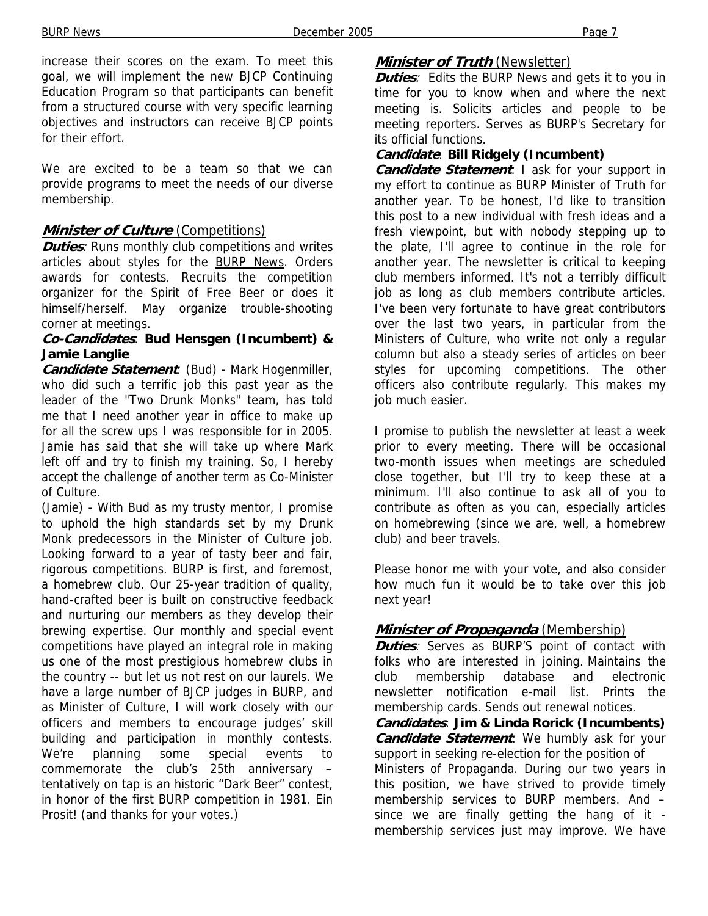increase their scores on the exam. To meet this goal, we will implement the new BJCP Continuing Education Program so that participants can benefit from a structured course with very specific learning objectives and instructors can receive BJCP points for their effort.

We are excited to be a team so that we can provide programs to meet the needs of our diverse membership.

## *Minister of Culture* (Competitions)

***Duties***: Runs monthly club competitions and writes articles about styles for the BURP News. Orders awards for contests. Recruits the competition organizer for the Spirit of Free Beer or does it himself/herself. May organize trouble-shooting corner at meetings.

***Co-Candidates***: **Bud Hensgen (Incumbent) & Jamie Langlie**

***Candidate Statement***: (Bud) - Mark Hogenmiller, who did such a terrific job this past year as the leader of the "Two Drunk Monks" team, has told me that I need another year in office to make up for all the screw ups I was responsible for in 2005. Jamie has said that she will take up where Mark left off and try to finish my training. So, I hereby accept the challenge of another term as Co-Minister of Culture.

(Jamie) - With Bud as my trusty mentor, I promise to uphold the high standards set by my Drunk Monk predecessors in the Minister of Culture job. Looking forward to a year of tasty beer and fair, rigorous competitions. BURP is first, and foremost, a homebrew club. Our 25-year tradition of quality, hand-crafted beer is built on constructive feedback and nurturing our members as they develop their brewing expertise. Our monthly and special event competitions have played an integral role in making us one of the most prestigious homebrew clubs in the country -- but let us not rest on our laurels. We have a large number of BJCP judges in BURP, and as Minister of Culture, I will work closely with our officers and members to encourage judges' skill building and participation in monthly contests. We're planning some special events to commemorate the club's 25th anniversary – tentatively on tap is an historic "Dark Beer" contest, in honor of the first BURP competition in 1981. Ein Prosit! (and thanks for your votes.)

## *Minister of Truth* (Newsletter)

***Duties***: Edits the BURP News and gets it to you in time for you to know when and where the next meeting is. Solicits articles and people to be meeting reporters. Serves as BURP's Secretary for its official functions.

***Candidate***: **Bill Ridgely (Incumbent)**

***Candidate Statement***: I ask for your support in my effort to continue as BURP Minister of Truth for another year. To be honest, I'd like to transition this post to a new individual with fresh ideas and a fresh viewpoint, but with nobody stepping up to the plate, I'll agree to continue in the role for another year. The newsletter is critical to keeping club members informed. It's not a terribly difficult job as long as club members contribute articles. I've been very fortunate to have great contributors over the last two years, in particular from the Ministers of Culture, who write not only a regular column but also a steady series of articles on beer styles for upcoming competitions. The other officers also contribute regularly. This makes my job much easier.

I promise to publish the newsletter at least a week prior to every meeting. There will be occasional two-month issues when meetings are scheduled close together, but I'll try to keep these at a minimum. I'll also continue to ask all of you to contribute as often as you can, especially articles on homebrewing (since we are, well, a homebrew club) and beer travels.

Please honor me with your vote, and also consider how much fun it would be to take over this job next year!

## *Minister of Propaganda* (Membership)

***Duties***: Serves as BURP'S point of contact with folks who are interested in joining. Maintains the club membership database and electronic newsletter notification e-mail list. Prints the membership cards. Sends out renewal notices.

***Candidates***: **Jim & Linda Rorick (Incumbents)**

***Candidate Statement***: We humbly ask for your support in seeking re-election for the position of Ministers of Propaganda. During our two years in this position, we have strived to provide timely membership services to BURP members. And – since we are finally getting the hang of it - membership services just may improve. We have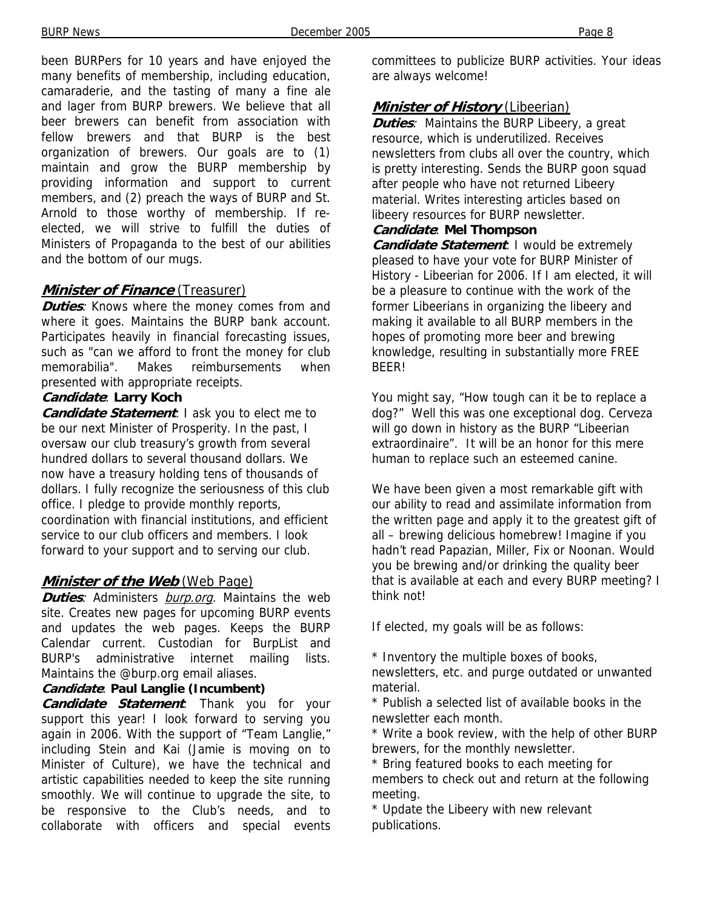been BURPers for 10 years and have enjoyed the many benefits of membership, including education, camaraderie, and the tasting of many a fine ale and lager from BURP brewers. We believe that all beer brewers can benefit from association with fellow brewers and that BURP is the best organization of brewers. Our goals are to (1) maintain and grow the BURP membership by providing information and support to current members, and (2) preach the ways of BURP and St. Arnold to those worthy of membership. If re-elected, we will strive to fulfill the duties of Ministers of Propaganda to the best of our abilities and the bottom of our mugs.

## ***Minister of Finance*** (Treasurer)

***Duties***: Knows where the money comes from and where it goes. Maintains the BURP bank account. Participates heavily in financial forecasting issues, such as "can we afford to front the money for club memorabilia". Makes reimbursements when presented with appropriate receipts.

***Candidate***: **Larry Koch**

***Candidate Statement***: I ask you to elect me to be our next Minister of Prosperity. In the past, I oversaw our club treasury's growth from several hundred dollars to several thousand dollars. We now have a treasury holding tens of thousands of dollars. I fully recognize the seriousness of this club office. I pledge to provide monthly reports, coordination with financial institutions, and efficient service to our club officers and members. I look forward to your support and to serving our club.

## ***Minister of the Web*** (Web Page)

***Duties***: Administers *burp.org*. Maintains the web site. Creates new pages for upcoming BURP events and updates the web pages. Keeps the BURP Calendar current. Custodian for BurpList and BURP's administrative internet mailing lists. Maintains the @burp.org email aliases.

***Candidate***: **Paul Langlie (Incumbent)**

***Candidate Statement***: Thank you for your support this year! I look forward to serving you again in 2006. With the support of "Team Langlie," including Stein and Kai (Jamie is moving on to Minister of Culture), we have the technical and artistic capabilities needed to keep the site running smoothly. We will continue to upgrade the site, to be responsive to the Club's needs, and to collaborate with officers and special events committees to publicize BURP activities. Your ideas are always welcome!

## ***Minister of History*** (Libeerian)

***Duties***: Maintains the BURP Libeery, a great resource, which is underutilized. Receives newsletters from clubs all over the country, which is pretty interesting. Sends the BURP goon squad after people who have not returned Libeery material. Writes interesting articles based on libeery resources for BURP newsletter.

***Candidate***: **Mel Thompson**

***Candidate Statement***: I would be extremely pleased to have your vote for BURP Minister of History - Libeerian for 2006. If I am elected, it will be a pleasure to continue with the work of the former Libeerians in organizing the libeery and making it available to all BURP members in the hopes of promoting more beer and brewing knowledge, resulting in substantially more FREE BEER!

You might say, "How tough can it be to replace a dog?" Well this was one exceptional dog. Cerveza will go down in history as the BURP "Libeerian extraordinaire". It will be an honor for this mere human to replace such an esteemed canine.

We have been given a most remarkable gift with our ability to read and assimilate information from the written page and apply it to the greatest gift of all – brewing delicious homebrew! Imagine if you hadn't read Papazian, Miller, Fix or Noonan. Would you be brewing and/or drinking the quality beer that is available at each and every BURP meeting? I think not!

If elected, my goals will be as follows:

* Inventory the multiple boxes of books, newsletters, etc. and purge outdated or unwanted material.
* Publish a selected list of available books in the newsletter each month.
* Write a book review, with the help of other BURP brewers, for the monthly newsletter.
* Bring featured books to each meeting for members to check out and return at the following meeting.
* Update the Libeery with new relevant publications.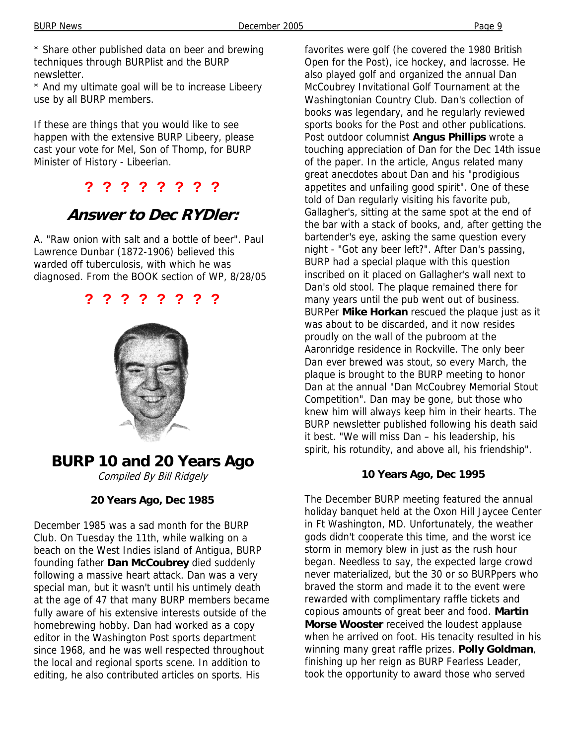* Share other published data on beer and brewing techniques through BURPlist and the BURP newsletter.
* And my ultimate goal will be to increase Libeery use by all BURP members.

If these are things that you would like to see happen with the extensive BURP Libeery, please cast your vote for Mel, Son of Thomp, for BURP Minister of History - Libeerian.

**? ? ? ? ? ? ? ?**

## *Answer to Dec RYDler:*

A. "Raw onion with salt and a bottle of beer". Paul Lawrence Dunbar (1872-1906) believed this warded off tuberculosis, with which he was diagnosed. From the BOOK section of WP, 8/28/05

**? ? ? ? ? ? ? ?**

# BURP 10 and 20 Years Ago

*Compiled By Bill Ridgely*

### 20 Years Ago, Dec 1985

December 1985 was a sad month for the BURP Club. On Tuesday the 11th, while walking on a beach on the West Indies island of Antigua, BURP founding father **Dan McCoubrey** died suddenly following a massive heart attack. Dan was a very special man, but it wasn't until his untimely death at the age of 47 that many BURP members became fully aware of his extensive interests outside of the homebrewing hobby. Dan had worked as a copy editor in the Washington Post sports department since 1968, and he was well respected throughout the local and regional sports scene. In addition to editing, he also contributed articles on sports. His favorites were golf (he covered the 1980 British Open for the Post), ice hockey, and lacrosse. He also played golf and organized the annual Dan McCoubrey Invitational Golf Tournament at the Washingtonian Country Club. Dan's collection of books was legendary, and he regularly reviewed sports books for the Post and other publications. Post outdoor columnist **Angus Phillips** wrote a touching appreciation of Dan for the Dec 14th issue of the paper. In the article, Angus related many great anecdotes about Dan and his "prodigious appetites and unfailing good spirit". One of these told of Dan regularly visiting his favorite pub, Gallagher's, sitting at the same spot at the end of the bar with a stack of books, and, after getting the bartender's eye, asking the same question every night - "Got any beer left?". After Dan's passing, BURP had a special plaque with this question inscribed on it placed on Gallagher's wall next to Dan's old stool. The plaque remained there for many years until the pub went out of business. BURPer **Mike Horkan** rescued the plaque just as it was about to be discarded, and it now resides proudly on the wall of the pubroom at the Aaronridge residence in Rockville. The only beer Dan ever brewed was stout, so every March, the plaque is brought to the BURP meeting to honor Dan at the annual "Dan McCoubrey Memorial Stout Competition". Dan may be gone, but those who knew him will always keep him in their hearts. The BURP newsletter published following his death said it best. "We will miss Dan – his leadership, his spirit, his rotundity, and above all, his friendship".

### 10 Years Ago, Dec 1995

The December BURP meeting featured the annual holiday banquet held at the Oxon Hill Jaycee Center in Ft Washington, MD. Unfortunately, the weather gods didn't cooperate this time, and the worst ice storm in memory blew in just as the rush hour began. Needless to say, the expected large crowd never materialized, but the 30 or so BURPpers who braved the storm and made it to the event were rewarded with complimentary raffle tickets and copious amounts of great beer and food. **Martin Morse Wooster** received the loudest applause when he arrived on foot. His tenacity resulted in his winning many great raffle prizes. **Polly Goldman**, finishing up her reign as BURP Fearless Leader, took the opportunity to award those who served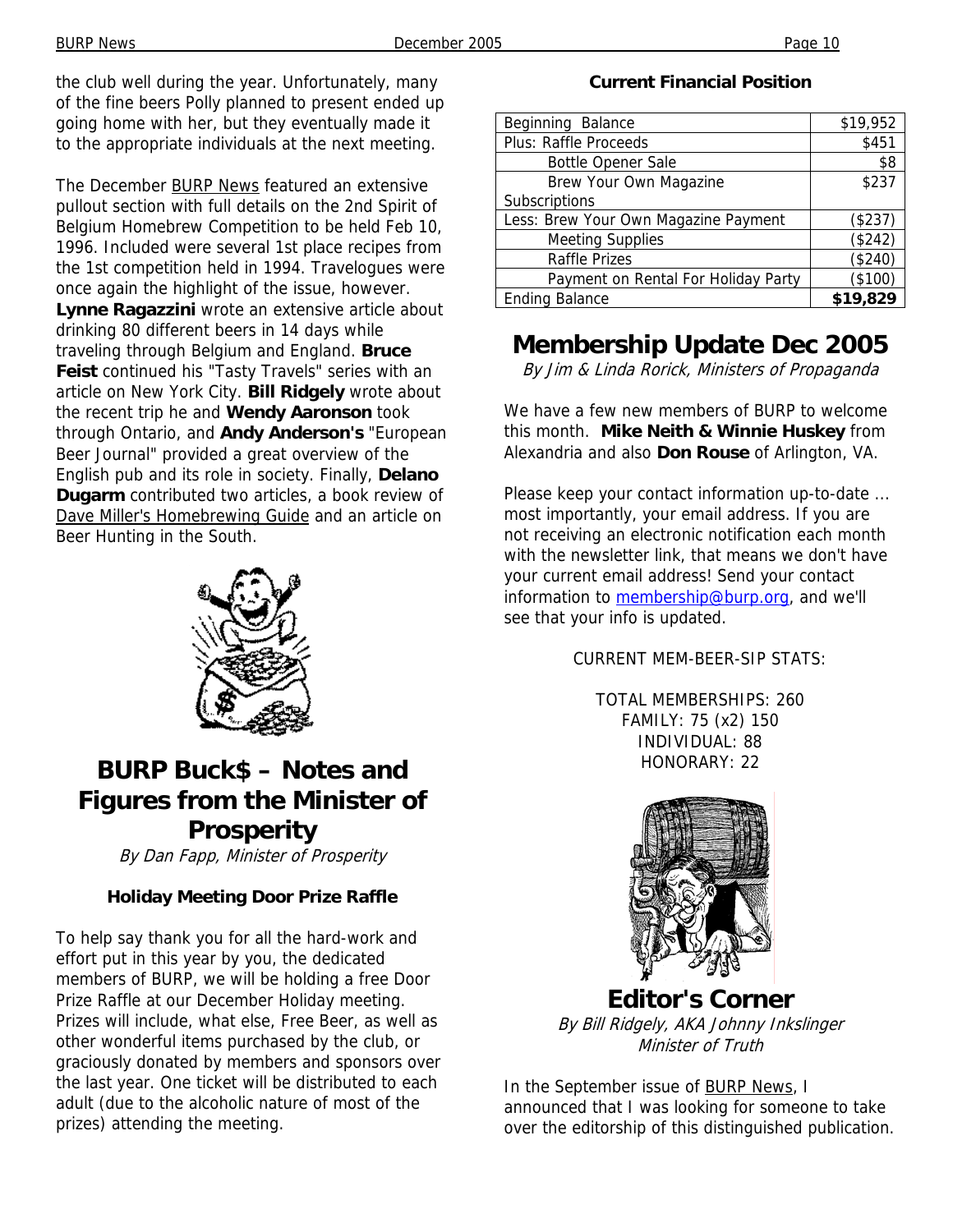the club well during the year. Unfortunately, many of the fine beers Polly planned to present ended up going home with her, but they eventually made it to the appropriate individuals at the next meeting.

The December BURP News featured an extensive pullout section with full details on the 2nd Spirit of Belgium Homebrew Competition to be held Feb 10, 1996. Included were several 1st place recipes from the 1st competition held in 1994. Travelogues were once again the highlight of the issue, however. **Lynne Ragazzini** wrote an extensive article about drinking 80 different beers in 14 days while traveling through Belgium and England. **Bruce Feist** continued his "Tasty Travels" series with an article on New York City. **Bill Ridgely** wrote about the recent trip he and **Wendy Aaronson** took through Ontario, and **Andy Anderson's** "European Beer Journal" provided a great overview of the English pub and its role in society. Finally, **Delano Dugarm** contributed two articles, a book review of Dave Miller's Homebrewing Guide and an article on Beer Hunting in the South.

# BURP Buck$ – Notes and Figures from the Minister of Prosperity

*By Dan Fapp, Minister of Prosperity*

### Holiday Meeting Door Prize Raffle

To help say thank you for all the hard-work and effort put in this year by you, the dedicated members of BURP, we will be holding a free Door Prize Raffle at our December Holiday meeting. Prizes will include, what else, Free Beer, as well as other wonderful items purchased by the club, or graciously donated by members and sponsors over the last year. One ticket will be distributed to each adult (due to the alcoholic nature of most of the prizes) attending the meeting.

### Current Financial Position

| | |
|---|---|
| Beginning Balance | $19,952 |
| Plus: Raffle Proceeds | $451 |
| Bottle Opener Sale | $8 |
| Brew Your Own Magazine Subscriptions | $237 |
| Less: Brew Your Own Magazine Payment | ($237) |
| Meeting Supplies | ($242) |
| Raffle Prizes | ($240) |
| Payment on Rental For Holiday Party | ($100) |
| Ending Balance | **$19,829** |

# Membership Update Dec 2005

*By Jim & Linda Rorick, Ministers of Propaganda*

We have a few new members of BURP to welcome this month. **Mike Neith & Winnie Huskey** from Alexandria and also **Don Rouse** of Arlington, VA.

Please keep your contact information up-to-date ... most importantly, your email address. If you are not receiving an electronic notification each month with the newsletter link, that means we don't have your current email address! Send your contact information to membership@burp.org, and we'll see that your info is updated.

CURRENT MEM-BEER-SIP STATS:

TOTAL MEMBERSHIPS: 260
FAMILY: 75 (x2) 150
INDIVIDUAL: 88
HONORARY: 22

# Editor's Corner

*By Bill Ridgely, AKA Johnny Inkslinger*
*Minister of Truth*

In the September issue of BURP News, I announced that I was looking for someone to take over the editorship of this distinguished publication.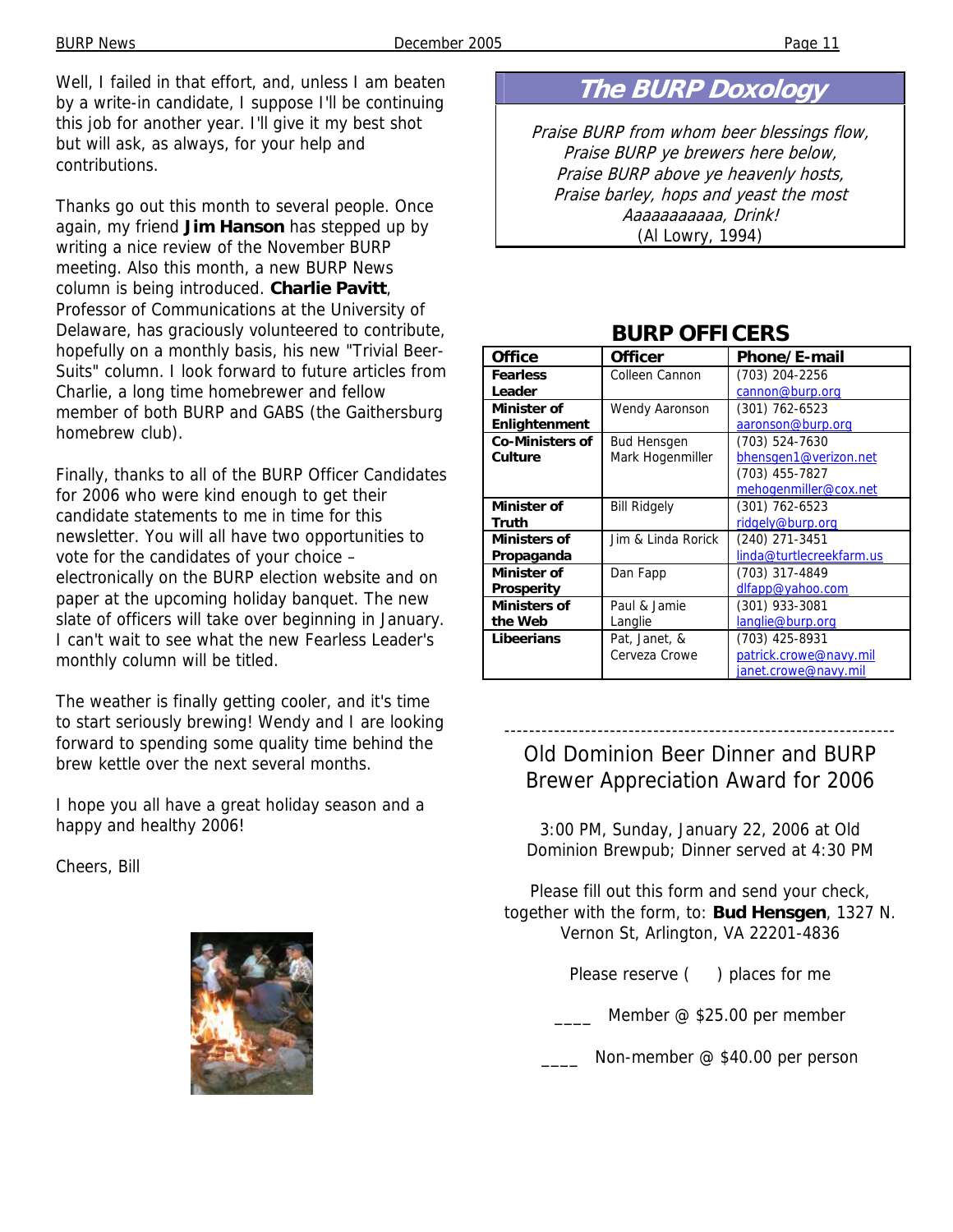Well, I failed in that effort, and, unless I am beaten by a write-in candidate, I suppose I'll be continuing this job for another year. I'll give it my best shot but will ask, as always, for your help and contributions.

Thanks go out this month to several people. Once again, my friend **Jim Hanson** has stepped up by writing a nice review of the November BURP meeting. Also this month, a new BURP News column is being introduced. **Charlie Pavitt**, Professor of Communications at the University of Delaware, has graciously volunteered to contribute, hopefully on a monthly basis, his new "Trivial Beer-Suits" column. I look forward to future articles from Charlie, a long time homebrewer and fellow member of both BURP and GABS (the Gaithersburg homebrew club).

Finally, thanks to all of the BURP Officer Candidates for 2006 who were kind enough to get their candidate statements to me in time for this newsletter. You will all have two opportunities to vote for the candidates of your choice – electronically on the BURP election website and on paper at the upcoming holiday banquet. The new slate of officers will take over beginning in January. I can't wait to see what the new Fearless Leader's monthly column will be titled.

The weather is finally getting cooler, and it's time to start seriously brewing! Wendy and I are looking forward to spending some quality time behind the brew kettle over the next several months.

I hope you all have a great holiday season and a happy and healthy 2006!

Cheers, Bill

## The BURP Doxology

*Praise BURP from whom beer blessings flow,*
*Praise BURP ye brewers here below,*
*Praise BURP above ye heavenly hosts,*
*Praise barley, hops and yeast the most*
*Aaaaaaaaaaa, Drink!*
(Al Lowry, 1994)

## BURP OFFICERS

| Office | Officer | Phone/E-mail |
|---|---|---|
| **Fearless Leader** | Colleen Cannon | (703) 204-2256 cannon@burp.org |
| **Minister of Enlightenment** | Wendy Aaronson | (301) 762-6523 aaronson@burp.org |
| **Co-Ministers of Culture** | Bud Hensgen Mark Hogenmiller | (703) 524-7630 bhensgen1@verizon.net (703) 455-7827 mehogenmiller@cox.net |
| **Minister of Truth** | Bill Ridgely | (301) 762-6523 ridgely@burp.org |
| **Ministers of Propaganda** | Jim & Linda Rorick | (240) 271-3451 linda@turtlecreekfarm.us |
| **Minister of Prosperity** | Dan Fapp | (703) 317-4849 dlfapp@yahoo.com |
| **Ministers of the Web** | Paul & Jamie Langlie | (301) 933-3081 langlie@burp.org |
| **Libeerians** | Pat, Janet, & Cerveza Crowe | (703) 425-8931 patrick.crowe@navy.mil janet.crowe@navy.mil |

---

## Old Dominion Beer Dinner and BURP Brewer Appreciation Award for 2006

3:00 PM, Sunday, January 22, 2006 at Old Dominion Brewpub; Dinner served at 4:30 PM

Please fill out this form and send your check, together with the form, to: **Bud Hensgen**, 1327 N. Vernon St, Arlington, VA 22201-4836

Please reserve (     ) places for me

____ Member @ $25.00 per member

____ Non-member @ $40.00 per person